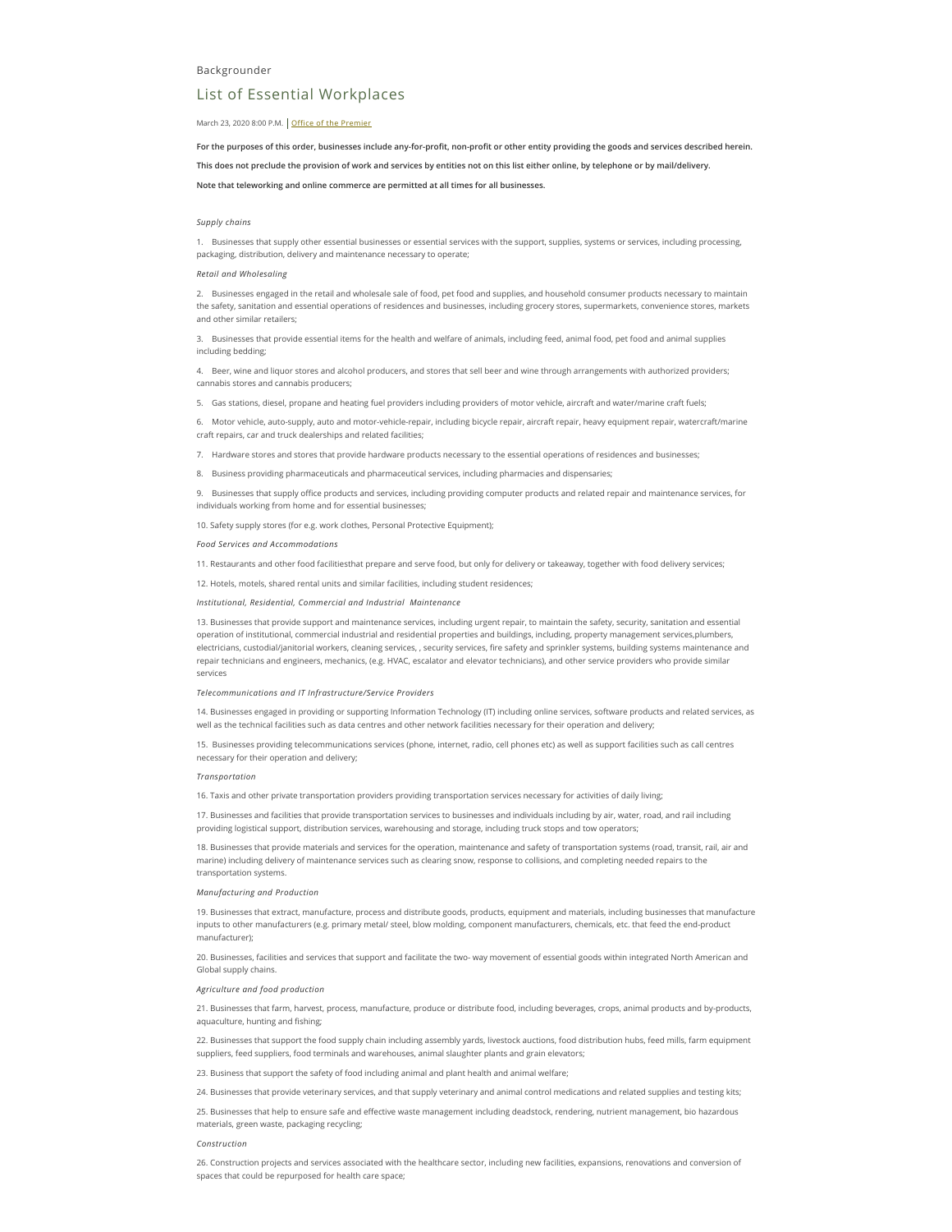Backgrounder

# List of Essential Workplaces

March 23, 2020 8:00 P.M. | Office of the Premier

**For the purposes of this order, businesses include any-for-profit, non-profit or other entity providing the goods and services described herein.**

**This does not preclude the provision of work and services by entities not on this list either online, by telephone or by mail/delivery.**

**Note that teleworking and online commerce are permitted at all times for all businesses.**

*Supply chains*

1. Businesses that supply other essential businesses or essential services with the support, supplies, systems or services, including processing, packaging, distribution, delivery and maintenance necessary to operate;

*Retail and Wholesaling*

2. Businesses engaged in the retail and wholesale sale of food, pet food and supplies, and household consumer products necessary to maintain the safety, sanitation and essential operations of residences and businesses, including grocery stores, supermarkets, convenience stores, markets and other similar retailers;

3. Businesses that provide essential items for the health and welfare of animals, including feed, animal food, pet food and animal supplies including bedding;

4. Beer, wine and liquor stores and alcohol producers, and stores that sell beer and wine through arrangements with authorized providers; cannabis stores and cannabis producers;

5. Gas stations, diesel, propane and heating fuel providers including providers of motor vehicle, aircraft and water/marine craft fuels;

6. Motor vehicle, auto-supply, auto and motor-vehicle-repair, including bicycle repair, aircraft repair, heavy equipment repair, watercraft/marine craft repairs, car and truck dealerships and related facilities;

7. Hardware stores and stores that provide hardware products necessary to the essential operations of residences and businesses;

8. Business providing pharmaceuticals and pharmaceutical services, including pharmacies and dispensaries;

9. Businesses that supply office products and services, including providing computer products and related repair and maintenance services, for individuals working from home and for essential businesses;

10. Safety supply stores (for e.g. work clothes, Personal Protective Equipment);

*Food Services and Accommodations*

11. Restaurants and other food facilitiesthat prepare and serve food, but only for delivery or takeaway, together with food delivery services;

12. Hotels, motels, shared rental units and similar facilities, including student residences;

*Institutional, Residential, Commercial and Industrial Maintenance*

13. Businesses that provide support and maintenance services, including urgent repair, to maintain the safety, security, sanitation and essential operation of institutional, commercial industrial and residential properties and buildings, including, property management services,plumbers, electricians, custodial/janitorial workers, cleaning services, , security services, fire safety and sprinkler systems, building systems maintenance and repair technicians and engineers, mechanics, (e.g. HVAC, escalator and elevator technicians), and other service providers who provide similar services

*Telecommunications and IT Infrastructure/Service Providers*

14. Businesses engaged in providing or supporting Information Technology (IT) including online services, software products and related services, as well as the technical facilities such as data centres and other network facilities necessary for their operation and delivery;

15. Businesses providing telecommunications services (phone, internet, radio, cell phones etc) as well as support facilities such as call centres necessary for their operation and delivery;

*Transportation*

16. Taxis and other private transportation providers providing transportation services necessary for activities of daily living;

17. Businesses and facilities that provide transportation services to businesses and individuals including by air, water, road, and rail including providing logistical support, distribution services, warehousing and storage, including truck stops and tow operators;

18. Businesses that provide materials and services for the operation, maintenance and safety of transportation systems (road, transit, rail, air and marine) including delivery of maintenance services such as clearing snow, response to collisions, and completing needed repairs to the transportation systems.

*Manufacturing and Production*

19. Businesses that extract, manufacture, process and distribute goods, products, equipment and materials, including businesses that manufacture inputs to other manufacturers (e.g. primary metal/ steel, blow molding, component manufacturers, chemicals, etc. that feed the end-product manufacturer);

20. Businesses, facilities and services that support and facilitate the two- way movement of essential goods within integrated North American and Global supply chains.

*Agriculture and food production*

21. Businesses that farm, harvest, process, manufacture, produce or distribute food, including beverages, crops, animal products and by-products, aquaculture, hunting and fishing;

22. Businesses that support the food supply chain including assembly yards, livestock auctions, food distribution hubs, feed mills, farm equipment suppliers, feed suppliers, food terminals and warehouses, animal slaughter plants and grain elevators;

23. Business that support the safety of food including animal and plant health and animal welfare;

24. Businesses that provide veterinary services, and that supply veterinary and animal control medications and related supplies and testing kits;

25. Businesses that help to ensure safe and effective waste management including deadstock, rendering, nutrient management, bio hazardous materials, green waste, packaging recycling;

*Construction*

26. Construction projects and services associated with the healthcare sector, including new facilities, expansions, renovations and conversion of spaces that could be repurposed for health care space;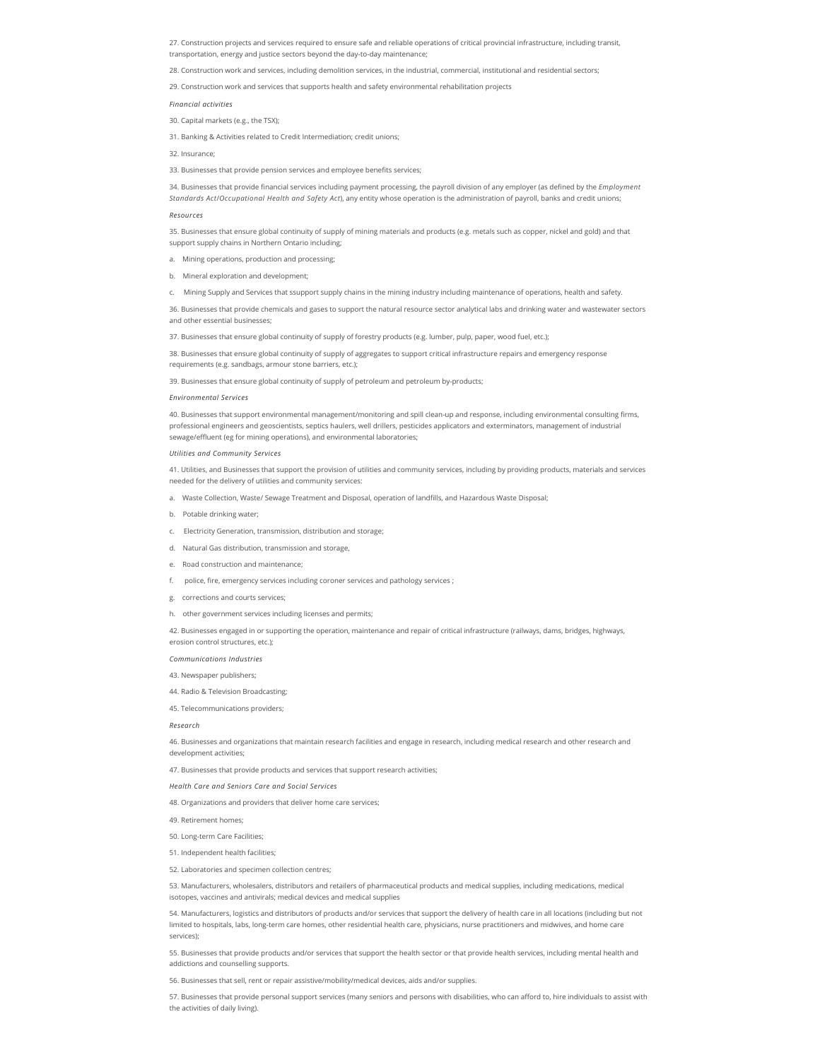27. Construction projects and services required to ensure safe and reliable operations of critical provincial infrastructure, including transit, transportation, energy and justice sectors beyond the day-to-day maintenance;

28. Construction work and services, including demolition services, in the industrial, commercial, institutional and residential sectors;

29. Construction work and services that supports health and safety environmental rehabilitation projects

*Financial activities*

30. Capital markets (e.g., the TSX);

31. Banking & Activities related to Credit Intermediation; credit unions;

32. Insurance;

33. Businesses that provide pension services and employee benefits services;

34. Businesses that provide financial services including payment processing, the payroll division of any employer (as defined by the *Employment Standards Act/Occupational Health and Safety Act*), any entity whose operation is the administration of payroll, banks and credit unions;

*Resources*

35. Businesses that ensure global continuity of supply of mining materials and products (e.g. metals such as copper, nickel and gold) and that support supply chains in Northern Ontario including;

a. Mining operations, production and processing;

b. Mineral exploration and development;

c. Mining Supply and Services that ssupport supply chains in the mining industry including maintenance of operations, health and safety.

36. Businesses that provide chemicals and gases to support the natural resource sector analytical labs and drinking water and wastewater sectors and other essential businesses;

37. Businesses that ensure global continuity of supply of forestry products (e.g. lumber, pulp, paper, wood fuel, etc.);

38. Businesses that ensure global continuity of supply of aggregates to support critical infrastructure repairs and emergency response requirements (e.g. sandbags, armour stone barriers, etc.);

39. Businesses that ensure global continuity of supply of petroleum and petroleum by-products;

*Environmental Services*

40. Businesses that support environmental management/monitoring and spill clean-up and response, including environmental consulting firms, professional engineers and geoscientists, septics haulers, well drillers, pesticides applicators and exterminators, management of industrial sewage/effluent (eg for mining operations), and environmental laboratories;

*Utilities and Community Services*

41. Utilities, and Businesses that support the provision of utilities and community services, including by providing products, materials and services needed for the delivery of utilities and community services:

a. Waste Collection, Waste/ Sewage Treatment and Disposal, operation of landfills, and Hazardous Waste Disposal;

b. Potable drinking water;

c. Electricity Generation, transmission, distribution and storage;

d. Natural Gas distribution, transmission and storage,

e. Road construction and maintenance;

f. police, fire, emergency services including coroner services and pathology services ;

g. corrections and courts services;

h. other government services including licenses and permits;

42. Businesses engaged in or supporting the operation, maintenance and repair of critical infrastructure (railways, dams, bridges, highways, erosion control structures, etc.);

*Communications Industries*

43. Newspaper publishers;

44. Radio & Television Broadcasting;

45. Telecommunications providers;

*Research*

46. Businesses and organizations that maintain research facilities and engage in research, including medical research and other research and development activities;

47. Businesses that provide products and services that support research activities;

*Health Care and Seniors Care and Social Services*

48. Organizations and providers that deliver home care services;

49. Retirement homes;

50. Long-term Care Facilities;

51. Independent health facilities;

52. Laboratories and specimen collection centres;

53. Manufacturers, wholesalers, distributors and retailers of pharmaceutical products and medical supplies, including medications, medical isotopes, vaccines and antivirals; medical devices and medical supplies

54. Manufacturers, logistics and distributors of products and/or services that support the delivery of health care in all locations (including but not limited to hospitals, labs, long-term care homes, other residential health care, physicians, nurse practitioners and midwives, and home care services);

55. Businesses that provide products and/or services that support the health sector or that provide health services, including mental health and addictions and counselling supports.

56. Businesses that sell, rent or repair assistive/mobility/medical devices, aids and/or supplies.

57. Businesses that provide personal support services (many seniors and persons with disabilities, who can afford to, hire individuals to assist with the activities of daily living).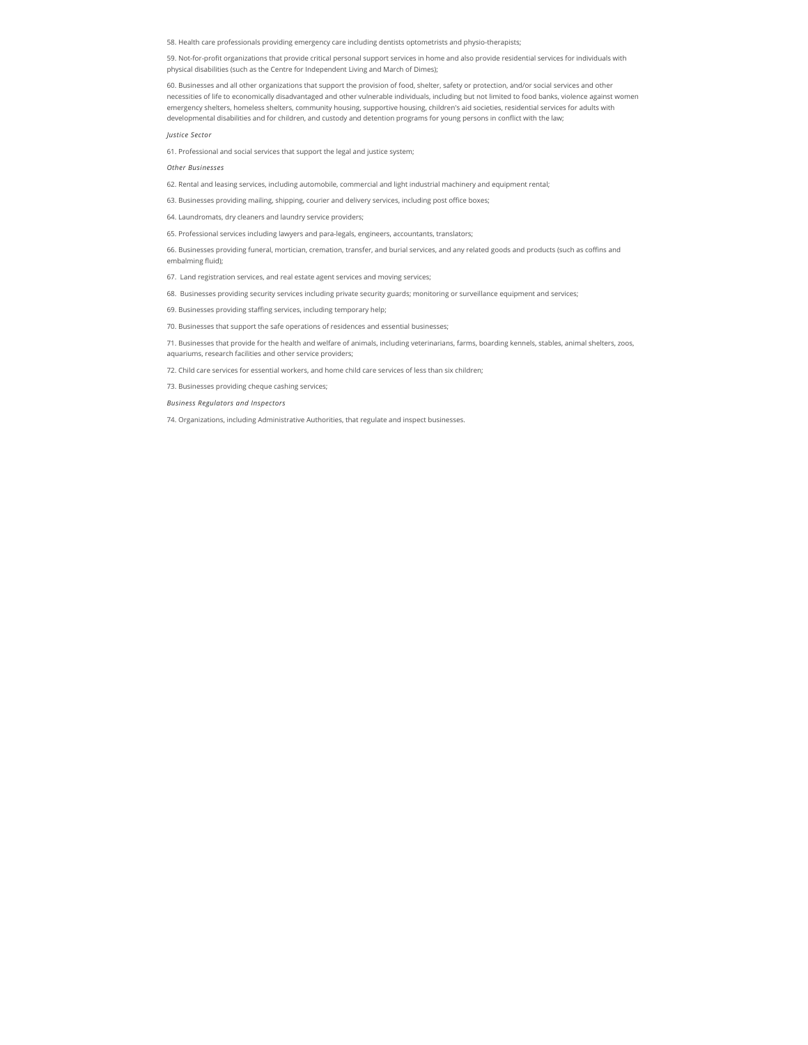58. Health care professionals providing emergency care including dentists optometrists and physio-therapists;

59. Not-for-profit organizations that provide critical personal support services in home and also provide residential services for individuals with physical disabilities (such as the Centre for Independent Living and March of Dimes);

60. Businesses and all other organizations that support the provision of food, shelter, safety or protection, and/or social services and other necessities of life to economically disadvantaged and other vulnerable individuals, including but not limited to food banks, violence against women emergency shelters, homeless shelters, community housing, supportive housing, children's aid societies, residential services for adults with developmental disabilities and for children, and custody and detention programs for young persons in conflict with the law;

*Justice Sector*

61. Professional and social services that support the legal and justice system;

*Other Businesses*

62. Rental and leasing services, including automobile, commercial and light industrial machinery and equipment rental;

63. Businesses providing mailing, shipping, courier and delivery services, including post office boxes;

64. Laundromats, dry cleaners and laundry service providers;

65. Professional services including lawyers and para-legals, engineers, accountants, translators;

66. Businesses providing funeral, mortician, cremation, transfer, and burial services, and any related goods and products (such as coffins and embalming fluid);

67. Land registration services, and real estate agent services and moving services;

68. Businesses providing security services including private security guards; monitoring or surveillance equipment and services;

69. Businesses providing staffing services, including temporary help;

70. Businesses that support the safe operations of residences and essential businesses;

71. Businesses that provide for the health and welfare of animals, including veterinarians, farms, boarding kennels, stables, animal shelters, zoos, aquariums, research facilities and other service providers;

72. Child care services for essential workers, and home child care services of less than six children;

73. Businesses providing cheque cashing services;

*Business Regulators and Inspectors*

74. Organizations, including Administrative Authorities, that regulate and inspect businesses.